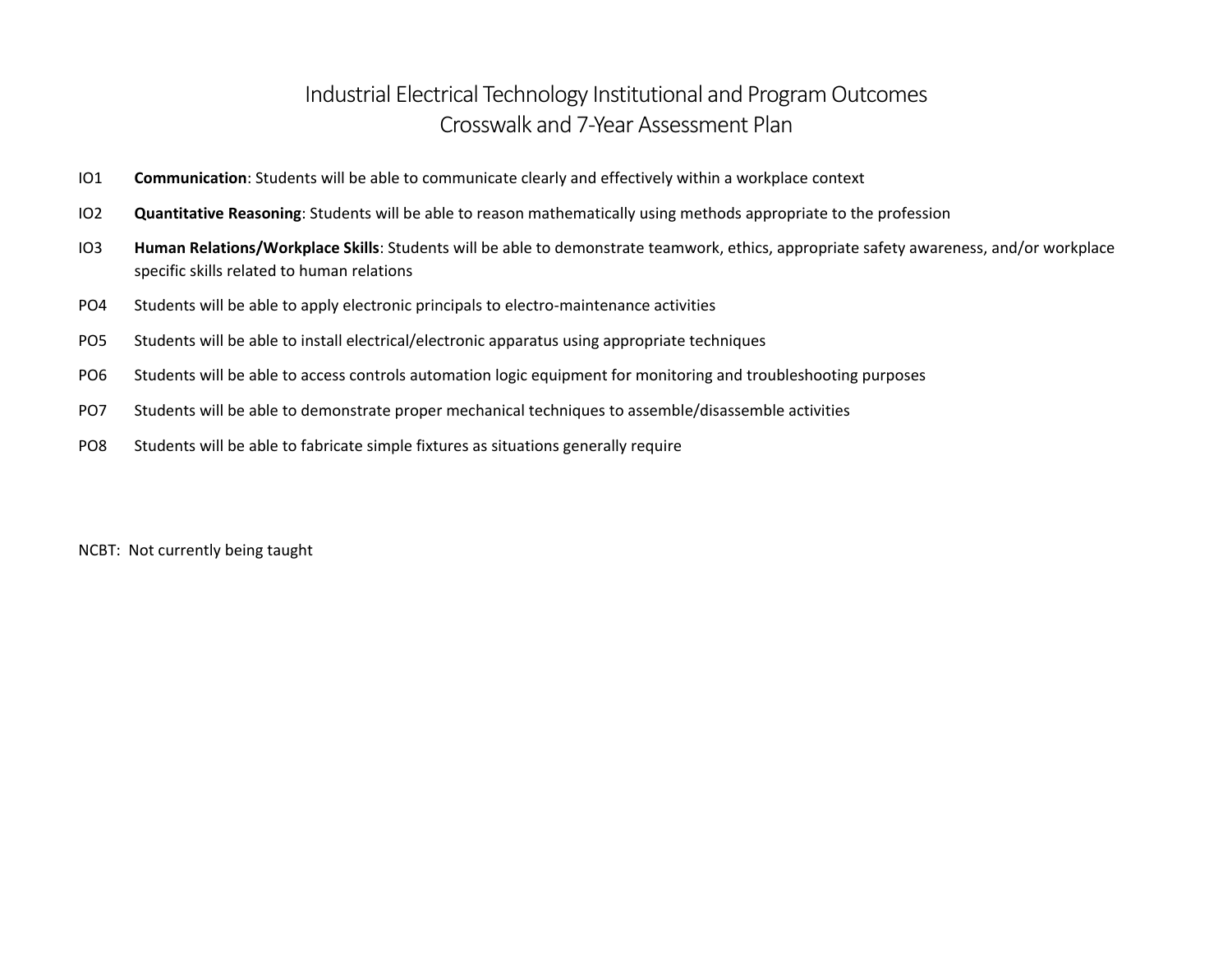# Industrial Electrical Technology Institutional and Program Outcomes
## Crosswalk and 7-Year Assessment Plan

IO1 **Communication**: Students will be able to communicate clearly and effectively within a workplace context

IO2 **Quantitative Reasoning**: Students will be able to reason mathematically using methods appropriate to the profession

IO3 **Human Relations/Workplace Skills**: Students will be able to demonstrate teamwork, ethics, appropriate safety awareness, and/or workplace specific skills related to human relations

PO4 Students will be able to apply electronic principals to electro-maintenance activities

PO5 Students will be able to install electrical/electronic apparatus using appropriate techniques

PO6 Students will be able to access controls automation logic equipment for monitoring and troubleshooting purposes

PO7 Students will be able to demonstrate proper mechanical techniques to assemble/disassemble activities

PO8 Students will be able to fabricate simple fixtures as situations generally require

NCBT: Not currently being taught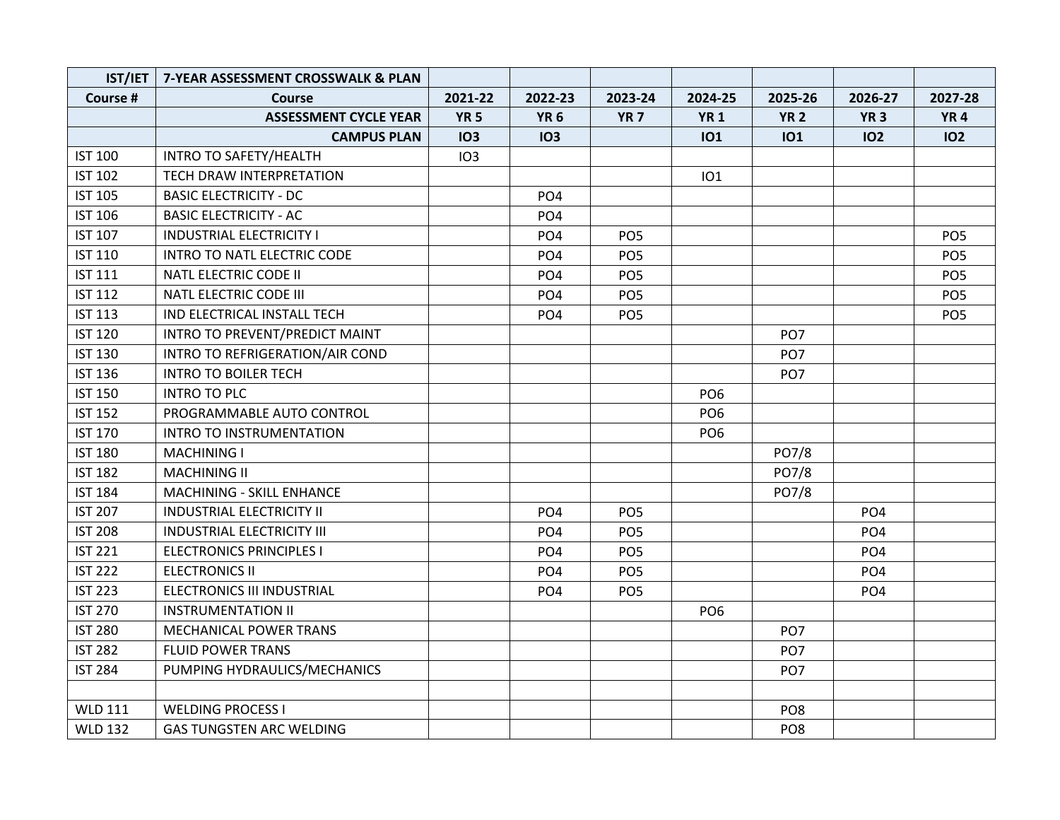| IST/IET | 7-YEAR ASSESSMENT CROSSWALK & PLAN | | | | | | | |
|---|---|---|---|---|---|---|---|---|
| **Course #** | **Course** | **2021-22** | **2022-23** | **2023-24** | **2024-25** | **2025-26** | **2026-27** | **2027-28** |
| | **ASSESSMENT CYCLE YEAR** | **YR 5** | **YR 6** | **YR 7** | **YR 1** | **YR 2** | **YR 3** | **YR 4** |
| | **CAMPUS PLAN** | **IO3** | **IO3** | | **IO1** | **IO1** | **IO2** | **IO2** |
| IST 100 | INTRO TO SAFETY/HEALTH | IO3 | | | | | | |
| IST 102 | TECH DRAW INTERPRETATION | | | | IO1 | | | |
| IST 105 | BASIC ELECTRICITY - DC | | PO4 | | | | | |
| IST 106 | BASIC ELECTRICITY - AC | | PO4 | | | | | |
| IST 107 | INDUSTRIAL ELECTRICITY I | | PO4 | PO5 | | | | PO5 |
| IST 110 | INTRO TO NATL ELECTRIC CODE | | PO4 | PO5 | | | | PO5 |
| IST 111 | NATL ELECTRIC CODE II | | PO4 | PO5 | | | | PO5 |
| IST 112 | NATL ELECTRIC CODE III | | PO4 | PO5 | | | | PO5 |
| IST 113 | IND ELECTRICAL INSTALL TECH | | PO4 | PO5 | | | | PO5 |
| IST 120 | INTRO TO PREVENT/PREDICT MAINT | | | | | PO7 | | |
| IST 130 | INTRO TO REFRIGERATION/AIR COND | | | | | PO7 | | |
| IST 136 | INTRO TO BOILER TECH | | | | | PO7 | | |
| IST 150 | INTRO TO PLC | | | | PO6 | | | |
| IST 152 | PROGRAMMABLE AUTO CONTROL | | | | PO6 | | | |
| IST 170 | INTRO TO INSTRUMENTATION | | | | PO6 | | | |
| IST 180 | MACHINING I | | | | | PO7/8 | | |
| IST 182 | MACHINING II | | | | | PO7/8 | | |
| IST 184 | MACHINING - SKILL ENHANCE | | | | | PO7/8 | | |
| IST 207 | INDUSTRIAL ELECTRICITY II | | PO4 | PO5 | | | PO4 | |
| IST 208 | INDUSTRIAL ELECTRICITY III | | PO4 | PO5 | | | PO4 | |
| IST 221 | ELECTRONICS PRINCIPLES I | | PO4 | PO5 | | | PO4 | |
| IST 222 | ELECTRONICS II | | PO4 | PO5 | | | PO4 | |
| IST 223 | ELECTRONICS III INDUSTRIAL | | PO4 | PO5 | | | PO4 | |
| IST 270 | INSTRUMENTATION II | | | | PO6 | | | |
| IST 280 | MECHANICAL POWER TRANS | | | | | PO7 | | |
| IST 282 | FLUID POWER TRANS | | | | | PO7 | | |
| IST 284 | PUMPING HYDRAULICS/MECHANICS | | | | | PO7 | | |
| | | | | | | | | |
| WLD 111 | WELDING PROCESS I | | | | | PO8 | | |
| WLD 132 | GAS TUNGSTEN ARC WELDING | | | | | PO8 | | |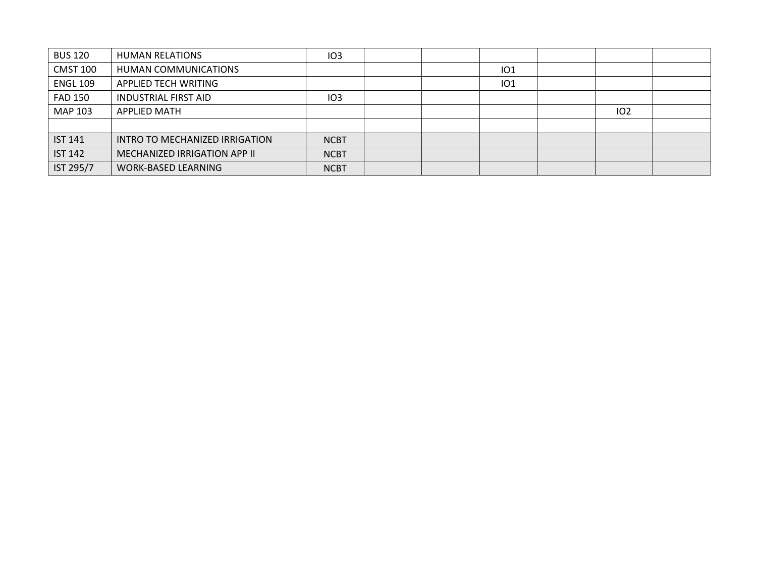| | | | | | | | | |
|---|---|---|---|---|---|---|---|---|
| BUS 120 | HUMAN RELATIONS | IO3 | | | | | | |
| CMST 100 | HUMAN COMMUNICATIONS | | | | IO1 | | | |
| ENGL 109 | APPLIED TECH WRITING | | | | IO1 | | | |
| FAD 150 | INDUSTRIAL FIRST AID | IO3 | | | | | | |
| MAP 103 | APPLIED MATH | | | | | | IO2 | |
| | | | | | | | | |
| IST 141 | INTRO TO MECHANIZED IRRIGATION | NCBT | | | | | | |
| IST 142 | MECHANIZED IRRIGATION APP II | NCBT | | | | | | |
| IST 295/7 | WORK-BASED LEARNING | NCBT | | | | | | |